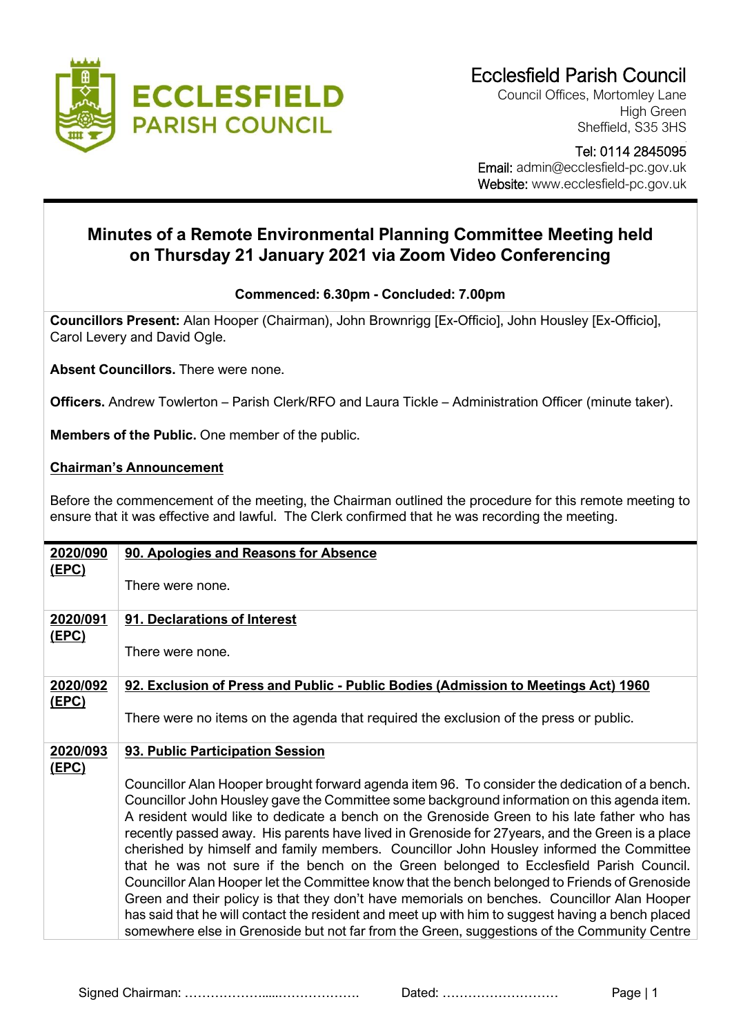# Ecclesfield Parish Council

Council Offices, Mortomley Lane
High Green
Sheffield, S35 3HS

Tel: 0114 2845095
Email: admin@ecclesfield-pc.gov.uk
Website: www.ecclesfield-pc.gov.uk

## Minutes of a Remote Environmental Planning Committee Meeting held on Thursday 21 January 2021 via Zoom Video Conferencing

**Commenced: 6.30pm - Concluded: 7.00pm**

**Councillors Present:** Alan Hooper (Chairman), John Brownrigg [Ex-Officio], John Housley [Ex-Officio], Carol Levery and David Ogle.

**Absent Councillors.** There were none.

**Officers.** Andrew Towlerton – Parish Clerk/RFO and Laura Tickle – Administration Officer (minute taker).

**Members of the Public.** One member of the public.

**Chairman's Announcement**

Before the commencement of the meeting, the Chairman outlined the procedure for this remote meeting to ensure that it was effective and lawful. The Clerk confirmed that he was recording the meeting.

| | |
|---|---|
| **2020/090 (EPC)** | **90. Apologies and Reasons for Absence**<br><br>There were none. |
| **2020/091 (EPC)** | **91. Declarations of Interest**<br><br>There were none. |
| **2020/092 (EPC)** | **92. Exclusion of Press and Public - Public Bodies (Admission to Meetings Act) 1960**<br><br>There were no items on the agenda that required the exclusion of the press or public. |
| **2020/093 (EPC)** | **93. Public Participation Session**<br><br>Councillor Alan Hooper brought forward agenda item 96. To consider the dedication of a bench. Councillor John Housley gave the Committee some background information on this agenda item. A resident would like to dedicate a bench on the Grenoside Green to his late father who has recently passed away. His parents have lived in Grenoside for 27years, and the Green is a place cherished by himself and family members. Councillor John Housley informed the Committee that he was not sure if the bench on the Green belonged to Ecclesfield Parish Council. Councillor Alan Hooper let the Committee know that the bench belonged to Friends of Grenoside Green and their policy is that they don't have memorials on benches. Councillor Alan Hooper has said that he will contact the resident and meet up with him to suggest having a bench placed somewhere else in Grenoside but not far from the Green, suggestions of the Community Centre |

Signed Chairman: ………………....………………. Dated: ………………………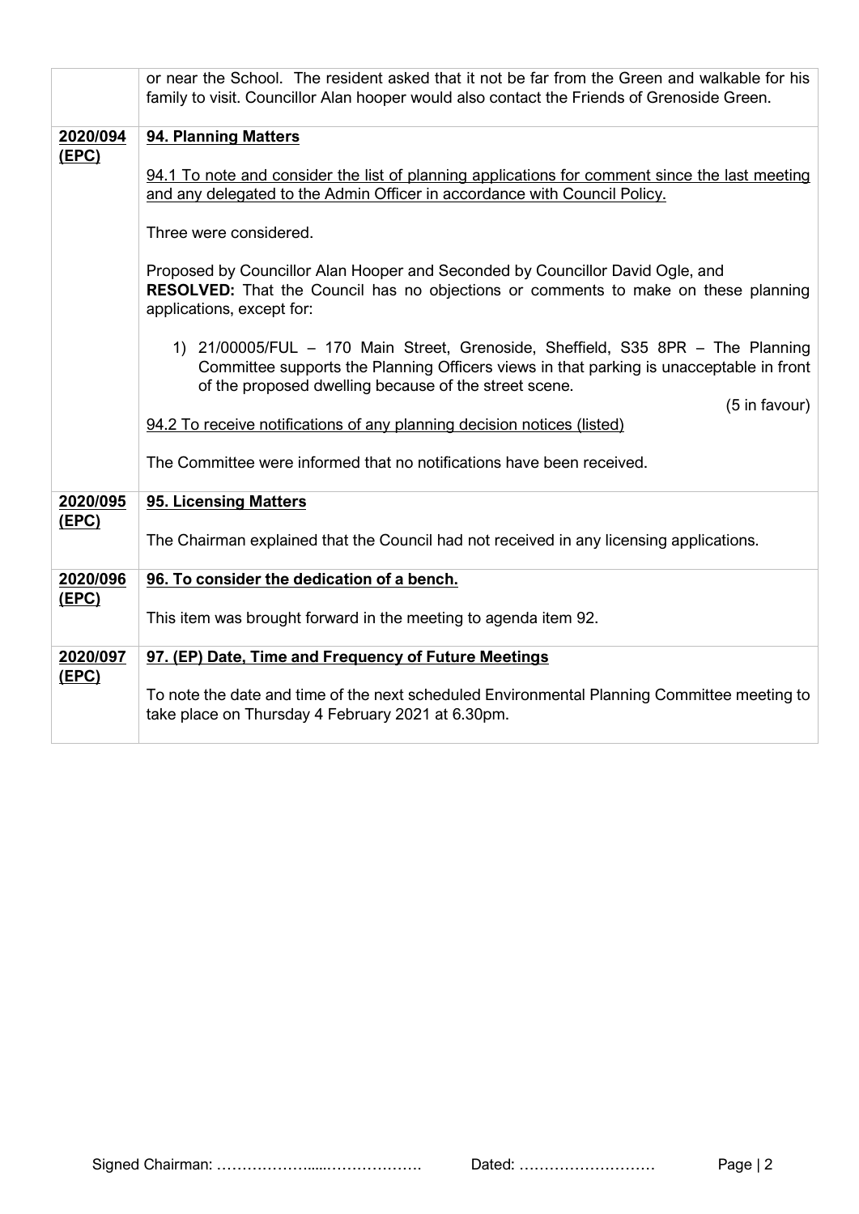| | |
|---|---|
| | or near the School. The resident asked that it not be far from the Green and walkable for his family to visit. Councillor Alan hooper would also contact the Friends of Grenoside Green. |
| **2020/094 (EPC)** | **94. Planning Matters**<br><br>94.1 To note and consider the list of planning applications for comment since the last meeting and any delegated to the Admin Officer in accordance with Council Policy.<br><br>Three were considered.<br><br>Proposed by Councillor Alan Hooper and Seconded by Councillor David Ogle, and **RESOLVED:** That the Council has no objections or comments to make on these planning applications, except for:<br><br>1) 21/00005/FUL – 170 Main Street, Grenoside, Sheffield, S35 8PR – The Planning Committee supports the Planning Officers views in that parking is unacceptable in front of the proposed dwelling because of the street scene.<br>(5 in favour)<br><br>94.2 To receive notifications of any planning decision notices (listed)<br><br>The Committee were informed that no notifications have been received. |
| **2020/095 (EPC)** | **95. Licensing Matters**<br><br>The Chairman explained that the Council had not received in any licensing applications. |
| **2020/096 (EPC)** | **96. To consider the dedication of a bench.**<br><br>This item was brought forward in the meeting to agenda item 92. |
| **2020/097 (EPC)** | **97. (EP) Date, Time and Frequency of Future Meetings**<br><br>To note the date and time of the next scheduled Environmental Planning Committee meeting to take place on Thursday 4 February 2021 at 6.30pm. |

Signed Chairman: ……………….....………………. Dated: ………………………